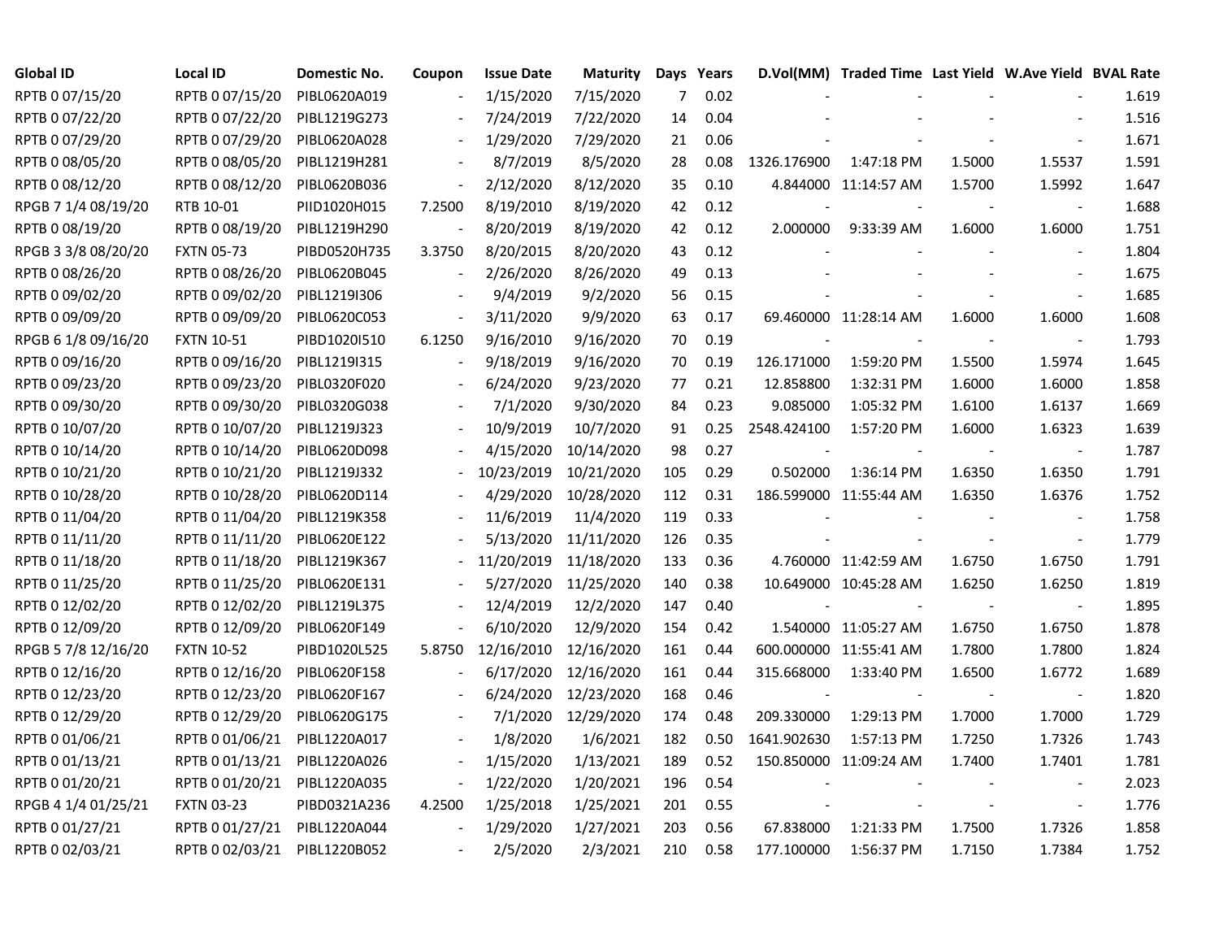| Global ID | Local ID | Domestic No. | Coupon | Issue Date | Maturity | Days | Years | D.Vol(MM) | Traded Time | Last Yield | W.Ave Yield | BVAL Rate |
|---|---|---|---|---|---|---|---|---|---|---|---|---|
| RPTB 0 07/15/20 | RPTB 0 07/15/20 | PIBL0620A019 | - | 1/15/2020 | 7/15/2020 | 7 | 0.02 | - | - | - | - | 1.619 |
| RPTB 0 07/22/20 | RPTB 0 07/22/20 | PIBL1219G273 | - | 7/24/2019 | 7/22/2020 | 14 | 0.04 | - | - | - | - | 1.516 |
| RPTB 0 07/29/20 | RPTB 0 07/29/20 | PIBL0620A028 | - | 1/29/2020 | 7/29/2020 | 21 | 0.06 | - | - | - | - | 1.671 |
| RPTB 0 08/05/20 | RPTB 0 08/05/20 | PIBL1219H281 | - | 8/7/2019 | 8/5/2020 | 28 | 0.08 | 1326.176900 | 1:47:18 PM | 1.5000 | 1.5537 | 1.591 |
| RPTB 0 08/12/20 | RPTB 0 08/12/20 | PIBL0620B036 | - | 2/12/2020 | 8/12/2020 | 35 | 0.10 | 4.844000 | 11:14:57 AM | 1.5700 | 1.5992 | 1.647 |
| RPGB 7 1/4 08/19/20 | RTB 10-01 | PIID1020H015 | 7.2500 | 8/19/2010 | 8/19/2020 | 42 | 0.12 | - | - | - | - | 1.688 |
| RPTB 0 08/19/20 | RPTB 0 08/19/20 | PIBL1219H290 | - | 8/20/2019 | 8/19/2020 | 42 | 0.12 | 2.000000 | 9:33:39 AM | 1.6000 | 1.6000 | 1.751 |
| RPGB 3 3/8 08/20/20 | FXTN 05-73 | PIBD0520H735 | 3.3750 | 8/20/2015 | 8/20/2020 | 43 | 0.12 | - | - | - | - | 1.804 |
| RPTB 0 08/26/20 | RPTB 0 08/26/20 | PIBL0620B045 | - | 2/26/2020 | 8/26/2020 | 49 | 0.13 | - | - | - | - | 1.675 |
| RPTB 0 09/02/20 | RPTB 0 09/02/20 | PIBL1219I306 | - | 9/4/2019 | 9/2/2020 | 56 | 0.15 | - | - | - | - | 1.685 |
| RPTB 0 09/09/20 | RPTB 0 09/09/20 | PIBL0620C053 | - | 3/11/2020 | 9/9/2020 | 63 | 0.17 | 69.460000 | 11:28:14 AM | 1.6000 | 1.6000 | 1.608 |
| RPGB 6 1/8 09/16/20 | FXTN 10-51 | PIBD1020I510 | 6.1250 | 9/16/2010 | 9/16/2020 | 70 | 0.19 | - | - | - | - | 1.793 |
| RPTB 0 09/16/20 | RPTB 0 09/16/20 | PIBL1219I315 | - | 9/18/2019 | 9/16/2020 | 70 | 0.19 | 126.171000 | 1:59:20 PM | 1.5500 | 1.5974 | 1.645 |
| RPTB 0 09/23/20 | RPTB 0 09/23/20 | PIBL0320F020 | - | 6/24/2020 | 9/23/2020 | 77 | 0.21 | 12.858800 | 1:32:31 PM | 1.6000 | 1.6000 | 1.858 |
| RPTB 0 09/30/20 | RPTB 0 09/30/20 | PIBL0320G038 | - | 7/1/2020 | 9/30/2020 | 84 | 0.23 | 9.085000 | 1:05:32 PM | 1.6100 | 1.6137 | 1.669 |
| RPTB 0 10/07/20 | RPTB 0 10/07/20 | PIBL1219J323 | - | 10/9/2019 | 10/7/2020 | 91 | 0.25 | 2548.424100 | 1:57:20 PM | 1.6000 | 1.6323 | 1.639 |
| RPTB 0 10/14/20 | RPTB 0 10/14/20 | PIBL0620D098 | - | 4/15/2020 | 10/14/2020 | 98 | 0.27 | - | - | - | - | 1.787 |
| RPTB 0 10/21/20 | RPTB 0 10/21/20 | PIBL1219J332 | - | 10/23/2019 | 10/21/2020 | 105 | 0.29 | 0.502000 | 1:36:14 PM | 1.6350 | 1.6350 | 1.791 |
| RPTB 0 10/28/20 | RPTB 0 10/28/20 | PIBL0620D114 | - | 4/29/2020 | 10/28/2020 | 112 | 0.31 | 186.599000 | 11:55:44 AM | 1.6350 | 1.6376 | 1.752 |
| RPTB 0 11/04/20 | RPTB 0 11/04/20 | PIBL1219K358 | - | 11/6/2019 | 11/4/2020 | 119 | 0.33 | - | - | - | - | 1.758 |
| RPTB 0 11/11/20 | RPTB 0 11/11/20 | PIBL0620E122 | - | 5/13/2020 | 11/11/2020 | 126 | 0.35 | - | - | - | - | 1.779 |
| RPTB 0 11/18/20 | RPTB 0 11/18/20 | PIBL1219K367 | - | 11/20/2019 | 11/18/2020 | 133 | 0.36 | 4.760000 | 11:42:59 AM | 1.6750 | 1.6750 | 1.791 |
| RPTB 0 11/25/20 | RPTB 0 11/25/20 | PIBL0620E131 | - | 5/27/2020 | 11/25/2020 | 140 | 0.38 | 10.649000 | 10:45:28 AM | 1.6250 | 1.6250 | 1.819 |
| RPTB 0 12/02/20 | RPTB 0 12/02/20 | PIBL1219L375 | - | 12/4/2019 | 12/2/2020 | 147 | 0.40 | - | - | - | - | 1.895 |
| RPTB 0 12/09/20 | RPTB 0 12/09/20 | PIBL0620F149 | - | 6/10/2020 | 12/9/2020 | 154 | 0.42 | 1.540000 | 11:05:27 AM | 1.6750 | 1.6750 | 1.878 |
| RPGB 5 7/8 12/16/20 | FXTN 10-52 | PIBD1020L525 | 5.8750 | 12/16/2010 | 12/16/2020 | 161 | 0.44 | 600.000000 | 11:55:41 AM | 1.7800 | 1.7800 | 1.824 |
| RPTB 0 12/16/20 | RPTB 0 12/16/20 | PIBL0620F158 | - | 6/17/2020 | 12/16/2020 | 161 | 0.44 | 315.668000 | 1:33:40 PM | 1.6500 | 1.6772 | 1.689 |
| RPTB 0 12/23/20 | RPTB 0 12/23/20 | PIBL0620F167 | - | 6/24/2020 | 12/23/2020 | 168 | 0.46 | - | - | - | - | 1.820 |
| RPTB 0 12/29/20 | RPTB 0 12/29/20 | PIBL0620G175 | - | 7/1/2020 | 12/29/2020 | 174 | 0.48 | 209.330000 | 1:29:13 PM | 1.7000 | 1.7000 | 1.729 |
| RPTB 0 01/06/21 | RPTB 0 01/06/21 | PIBL1220A017 | - | 1/8/2020 | 1/6/2021 | 182 | 0.50 | 1641.902630 | 1:57:13 PM | 1.7250 | 1.7326 | 1.743 |
| RPTB 0 01/13/21 | RPTB 0 01/13/21 | PIBL1220A026 | - | 1/15/2020 | 1/13/2021 | 189 | 0.52 | 150.850000 | 11:09:24 AM | 1.7400 | 1.7401 | 1.781 |
| RPTB 0 01/20/21 | RPTB 0 01/20/21 | PIBL1220A035 | - | 1/22/2020 | 1/20/2021 | 196 | 0.54 | - | - | - | - | 2.023 |
| RPGB 4 1/4 01/25/21 | FXTN 03-23 | PIBD0321A236 | 4.2500 | 1/25/2018 | 1/25/2021 | 201 | 0.55 | - | - | - | - | 1.776 |
| RPTB 0 01/27/21 | RPTB 0 01/27/21 | PIBL1220A044 | - | 1/29/2020 | 1/27/2021 | 203 | 0.56 | 67.838000 | 1:21:33 PM | 1.7500 | 1.7326 | 1.858 |
| RPTB 0 02/03/21 | RPTB 0 02/03/21 | PIBL1220B052 | - | 2/5/2020 | 2/3/2021 | 210 | 0.58 | 177.100000 | 1:56:37 PM | 1.7150 | 1.7384 | 1.752 |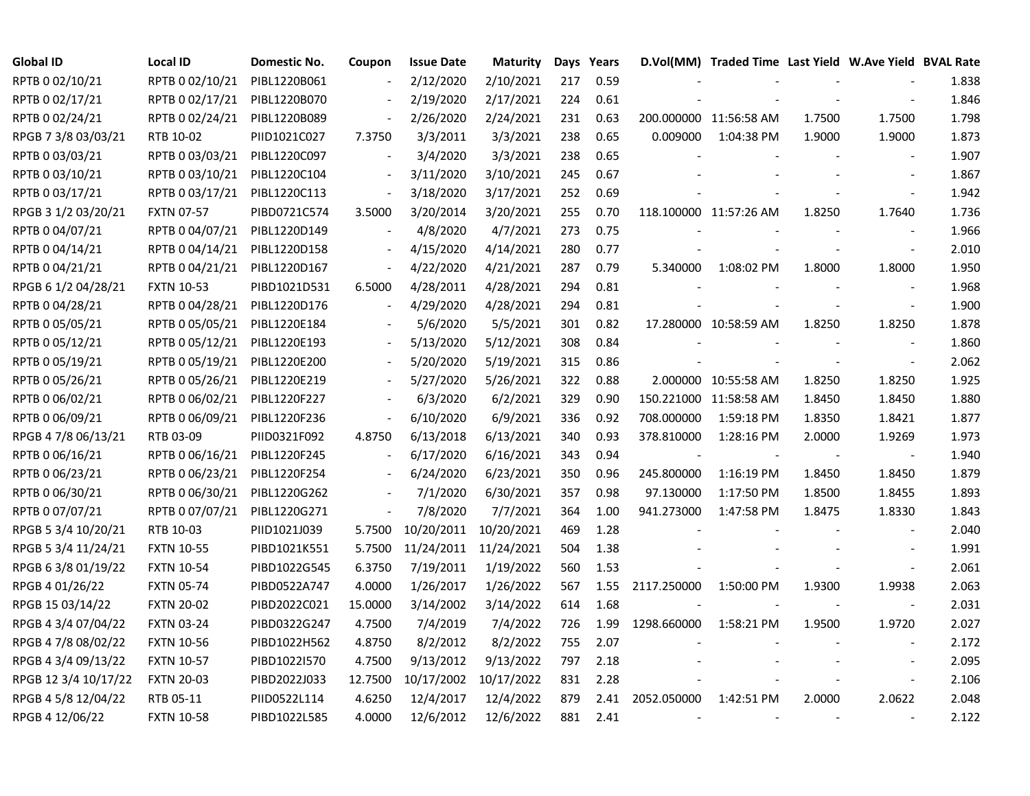| Global ID | Local ID | Domestic No. | Coupon | Issue Date | Maturity | Days | Years | D.Vol(MM) | Traded Time | Last Yield | W.Ave Yield | BVAL Rate |
|---|---|---|---|---|---|---|---|---|---|---|---|---|
| RPTB 0 02/10/21 | RPTB 0 02/10/21 | PIBL1220B061 | - | 2/12/2020 | 2/10/2021 | 217 | 0.59 | - | - | - | - | 1.838 |
| RPTB 0 02/17/21 | RPTB 0 02/17/21 | PIBL1220B070 | - | 2/19/2020 | 2/17/2021 | 224 | 0.61 | - | - | - | - | 1.846 |
| RPTB 0 02/24/21 | RPTB 0 02/24/21 | PIBL1220B089 | - | 2/26/2020 | 2/24/2021 | 231 | 0.63 | 200.000000 | 11:56:58 AM | 1.7500 | 1.7500 | 1.798 |
| RPGB 7 3/8 03/03/21 | RTB 10-02 | PIID1021C027 | 7.3750 | 3/3/2011 | 3/3/2021 | 238 | 0.65 | 0.009000 | 1:04:38 PM | 1.9000 | 1.9000 | 1.873 |
| RPTB 0 03/03/21 | RPTB 0 03/03/21 | PIBL1220C097 | - | 3/4/2020 | 3/3/2021 | 238 | 0.65 | - | - | - | - | 1.907 |
| RPTB 0 03/10/21 | RPTB 0 03/10/21 | PIBL1220C104 | - | 3/11/2020 | 3/10/2021 | 245 | 0.67 | - | - | - | - | 1.867 |
| RPTB 0 03/17/21 | RPTB 0 03/17/21 | PIBL1220C113 | - | 3/18/2020 | 3/17/2021 | 252 | 0.69 | - | - | - | - | 1.942 |
| RPGB 3 1/2 03/20/21 | FXTN 07-57 | PIBD0721C574 | 3.5000 | 3/20/2014 | 3/20/2021 | 255 | 0.70 | 118.100000 | 11:57:26 AM | 1.8250 | 1.7640 | 1.736 |
| RPTB 0 04/07/21 | RPTB 0 04/07/21 | PIBL1220D149 | - | 4/8/2020 | 4/7/2021 | 273 | 0.75 | - | - | - | - | 1.966 |
| RPTB 0 04/14/21 | RPTB 0 04/14/21 | PIBL1220D158 | - | 4/15/2020 | 4/14/2021 | 280 | 0.77 | - | - | - | - | 2.010 |
| RPTB 0 04/21/21 | RPTB 0 04/21/21 | PIBL1220D167 | - | 4/22/2020 | 4/21/2021 | 287 | 0.79 | 5.340000 | 1:08:02 PM | 1.8000 | 1.8000 | 1.950 |
| RPGB 6 1/2 04/28/21 | FXTN 10-53 | PIBD1021D531 | 6.5000 | 4/28/2011 | 4/28/2021 | 294 | 0.81 | - | - | - | - | 1.968 |
| RPTB 0 04/28/21 | RPTB 0 04/28/21 | PIBL1220D176 | - | 4/29/2020 | 4/28/2021 | 294 | 0.81 | - | - | - | - | 1.900 |
| RPTB 0 05/05/21 | RPTB 0 05/05/21 | PIBL1220E184 | - | 5/6/2020 | 5/5/2021 | 301 | 0.82 | 17.280000 | 10:58:59 AM | 1.8250 | 1.8250 | 1.878 |
| RPTB 0 05/12/21 | RPTB 0 05/12/21 | PIBL1220E193 | - | 5/13/2020 | 5/12/2021 | 308 | 0.84 | - | - | - | - | 1.860 |
| RPTB 0 05/19/21 | RPTB 0 05/19/21 | PIBL1220E200 | - | 5/20/2020 | 5/19/2021 | 315 | 0.86 | - | - | - | - | 2.062 |
| RPTB 0 05/26/21 | RPTB 0 05/26/21 | PIBL1220E219 | - | 5/27/2020 | 5/26/2021 | 322 | 0.88 | 2.000000 | 10:55:58 AM | 1.8250 | 1.8250 | 1.925 |
| RPTB 0 06/02/21 | RPTB 0 06/02/21 | PIBL1220F227 | - | 6/3/2020 | 6/2/2021 | 329 | 0.90 | 150.221000 | 11:58:58 AM | 1.8450 | 1.8450 | 1.880 |
| RPTB 0 06/09/21 | RPTB 0 06/09/21 | PIBL1220F236 | - | 6/10/2020 | 6/9/2021 | 336 | 0.92 | 708.000000 | 1:59:18 PM | 1.8350 | 1.8421 | 1.877 |
| RPGB 4 7/8 06/13/21 | RTB 03-09 | PIID0321F092 | 4.8750 | 6/13/2018 | 6/13/2021 | 340 | 0.93 | 378.810000 | 1:28:16 PM | 2.0000 | 1.9269 | 1.973 |
| RPTB 0 06/16/21 | RPTB 0 06/16/21 | PIBL1220F245 | - | 6/17/2020 | 6/16/2021 | 343 | 0.94 | - | - | - | - | 1.940 |
| RPTB 0 06/23/21 | RPTB 0 06/23/21 | PIBL1220F254 | - | 6/24/2020 | 6/23/2021 | 350 | 0.96 | 245.800000 | 1:16:19 PM | 1.8450 | 1.8450 | 1.879 |
| RPTB 0 06/30/21 | RPTB 0 06/30/21 | PIBL1220G262 | - | 7/1/2020 | 6/30/2021 | 357 | 0.98 | 97.130000 | 1:17:50 PM | 1.8500 | 1.8455 | 1.893 |
| RPTB 0 07/07/21 | RPTB 0 07/07/21 | PIBL1220G271 | - | 7/8/2020 | 7/7/2021 | 364 | 1.00 | 941.273000 | 1:47:58 PM | 1.8475 | 1.8330 | 1.843 |
| RPGB 5 3/4 10/20/21 | RTB 10-03 | PIID1021J039 | 5.7500 | 10/20/2011 | 10/20/2021 | 469 | 1.28 | - | - | - | - | 2.040 |
| RPGB 5 3/4 11/24/21 | FXTN 10-55 | PIBD1021K551 | 5.7500 | 11/24/2011 | 11/24/2021 | 504 | 1.38 | - | - | - | - | 1.991 |
| RPGB 6 3/8 01/19/22 | FXTN 10-54 | PIBD1022G545 | 6.3750 | 7/19/2011 | 1/19/2022 | 560 | 1.53 | - | - | - | - | 2.061 |
| RPGB 4 01/26/22 | FXTN 05-74 | PIBD0522A747 | 4.0000 | 1/26/2017 | 1/26/2022 | 567 | 1.55 | 2117.250000 | 1:50:00 PM | 1.9300 | 1.9938 | 2.063 |
| RPGB 15 03/14/22 | FXTN 20-02 | PIBD2022C021 | 15.0000 | 3/14/2002 | 3/14/2022 | 614 | 1.68 | - | - | - | - | 2.031 |
| RPGB 4 3/4 07/04/22 | FXTN 03-24 | PIBD0322G247 | 4.7500 | 7/4/2019 | 7/4/2022 | 726 | 1.99 | 1298.660000 | 1:58:21 PM | 1.9500 | 1.9720 | 2.027 |
| RPGB 4 7/8 08/02/22 | FXTN 10-56 | PIBD1022H562 | 4.8750 | 8/2/2012 | 8/2/2022 | 755 | 2.07 | - | - | - | - | 2.172 |
| RPGB 4 3/4 09/13/22 | FXTN 10-57 | PIBD1022I570 | 4.7500 | 9/13/2012 | 9/13/2022 | 797 | 2.18 | - | - | - | - | 2.095 |
| RPGB 12 3/4 10/17/22 | FXTN 20-03 | PIBD2022J033 | 12.7500 | 10/17/2002 | 10/17/2022 | 831 | 2.28 | - | - | - | - | 2.106 |
| RPGB 4 5/8 12/04/22 | RTB 05-11 | PIID0522L114 | 4.6250 | 12/4/2017 | 12/4/2022 | 879 | 2.41 | 2052.050000 | 1:42:51 PM | 2.0000 | 2.0622 | 2.048 |
| RPGB 4 12/06/22 | FXTN 10-58 | PIBD1022L585 | 4.0000 | 12/6/2012 | 12/6/2022 | 881 | 2.41 | - | - | - | - | 2.122 |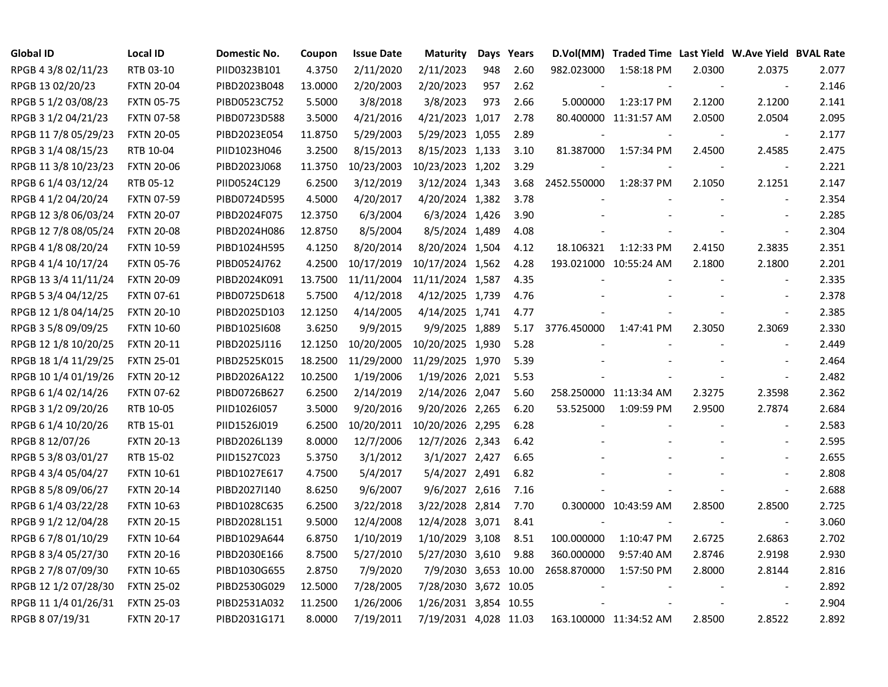| Global ID | Local ID | Domestic No. | Coupon | Issue Date | Maturity | Days | Years | D.Vol(MM) | Traded Time | Last Yield | W.Ave Yield | BVAL Rate |
|---|---|---|---|---|---|---|---|---|---|---|---|---|
| RPGB 4 3/8 02/11/23 | RTB 03-10 | PIID0323B101 | 4.3750 | 2/11/2020 | 2/11/2023 | 948 | 2.60 | 982.023000 | 1:58:18 PM | 2.0300 | 2.0375 | 2.077 |
| RPGB 13 02/20/23 | FXTN 20-04 | PIBD2023B048 | 13.0000 | 2/20/2003 | 2/20/2023 | 957 | 2.62 | - | - | - | - | 2.146 |
| RPGB 5 1/2 03/08/23 | FXTN 05-75 | PIBD0523C752 | 5.5000 | 3/8/2018 | 3/8/2023 | 973 | 2.66 | 5.000000 | 1:23:17 PM | 2.1200 | 2.1200 | 2.141 |
| RPGB 3 1/2 04/21/23 | FXTN 07-58 | PIBD0723D588 | 3.5000 | 4/21/2016 | 4/21/2023 | 1,017 | 2.78 | 80.400000 | 11:31:57 AM | 2.0500 | 2.0504 | 2.095 |
| RPGB 11 7/8 05/29/23 | FXTN 20-05 | PIBD2023E054 | 11.8750 | 5/29/2003 | 5/29/2023 | 1,055 | 2.89 | - | - | - | - | 2.177 |
| RPGB 3 1/4 08/15/23 | RTB 10-04 | PIID1023H046 | 3.2500 | 8/15/2013 | 8/15/2023 | 1,133 | 3.10 | 81.387000 | 1:57:34 PM | 2.4500 | 2.4585 | 2.475 |
| RPGB 11 3/8 10/23/23 | FXTN 20-06 | PIBD2023J068 | 11.3750 | 10/23/2003 | 10/23/2023 | 1,202 | 3.29 | - | - | - | - | 2.221 |
| RPGB 6 1/4 03/12/24 | RTB 05-12 | PIID0524C129 | 6.2500 | 3/12/2019 | 3/12/2024 | 1,343 | 3.68 | 2452.550000 | 1:28:37 PM | 2.1050 | 2.1251 | 2.147 |
| RPGB 4 1/2 04/20/24 | FXTN 07-59 | PIBD0724D595 | 4.5000 | 4/20/2017 | 4/20/2024 | 1,382 | 3.78 | - | - | - | - | 2.354 |
| RPGB 12 3/8 06/03/24 | FXTN 20-07 | PIBD2024F075 | 12.3750 | 6/3/2004 | 6/3/2024 | 1,426 | 3.90 | - | - | - | - | 2.285 |
| RPGB 12 7/8 08/05/24 | FXTN 20-08 | PIBD2024H086 | 12.8750 | 8/5/2004 | 8/5/2024 | 1,489 | 4.08 | - | - | - | - | 2.304 |
| RPGB 4 1/8 08/20/24 | FXTN 10-59 | PIBD1024H595 | 4.1250 | 8/20/2014 | 8/20/2024 | 1,504 | 4.12 | 18.106321 | 1:12:33 PM | 2.4150 | 2.3835 | 2.351 |
| RPGB 4 1/4 10/17/24 | FXTN 05-76 | PIBD0524J762 | 4.2500 | 10/17/2019 | 10/17/2024 | 1,562 | 4.28 | 193.021000 | 10:55:24 AM | 2.1800 | 2.1800 | 2.201 |
| RPGB 13 3/4 11/11/24 | FXTN 20-09 | PIBD2024K091 | 13.7500 | 11/11/2004 | 11/11/2024 | 1,587 | 4.35 | - | - | - | - | 2.335 |
| RPGB 5 3/4 04/12/25 | FXTN 07-61 | PIBD0725D618 | 5.7500 | 4/12/2018 | 4/12/2025 | 1,739 | 4.76 | - | - | - | - | 2.378 |
| RPGB 12 1/8 04/14/25 | FXTN 20-10 | PIBD2025D103 | 12.1250 | 4/14/2005 | 4/14/2025 | 1,741 | 4.77 | - | - | - | - | 2.385 |
| RPGB 3 5/8 09/09/25 | FXTN 10-60 | PIBD1025I608 | 3.6250 | 9/9/2015 | 9/9/2025 | 1,889 | 5.17 | 3776.450000 | 1:47:41 PM | 2.3050 | 2.3069 | 2.330 |
| RPGB 12 1/8 10/20/25 | FXTN 20-11 | PIBD2025J116 | 12.1250 | 10/20/2005 | 10/20/2025 | 1,930 | 5.28 | - | - | - | - | 2.449 |
| RPGB 18 1/4 11/29/25 | FXTN 25-01 | PIBD2525K015 | 18.2500 | 11/29/2000 | 11/29/2025 | 1,970 | 5.39 | - | - | - | - | 2.464 |
| RPGB 10 1/4 01/19/26 | FXTN 20-12 | PIBD2026A122 | 10.2500 | 1/19/2006 | 1/19/2026 | 2,021 | 5.53 | - | - | - | - | 2.482 |
| RPGB 6 1/4 02/14/26 | FXTN 07-62 | PIBD0726B627 | 6.2500 | 2/14/2019 | 2/14/2026 | 2,047 | 5.60 | 258.250000 | 11:13:34 AM | 2.3275 | 2.3598 | 2.362 |
| RPGB 3 1/2 09/20/26 | RTB 10-05 | PIID1026I057 | 3.5000 | 9/20/2016 | 9/20/2026 | 2,265 | 6.20 | 53.525000 | 1:09:59 PM | 2.9500 | 2.7874 | 2.684 |
| RPGB 6 1/4 10/20/26 | RTB 15-01 | PIID1526J019 | 6.2500 | 10/20/2011 | 10/20/2026 | 2,295 | 6.28 | - | - | - | - | 2.583 |
| RPGB 8 12/07/26 | FXTN 20-13 | PIBD2026L139 | 8.0000 | 12/7/2006 | 12/7/2026 | 2,343 | 6.42 | - | - | - | - | 2.595 |
| RPGB 5 3/8 03/01/27 | RTB 15-02 | PIID1527C023 | 5.3750 | 3/1/2012 | 3/1/2027 | 2,427 | 6.65 | - | - | - | - | 2.655 |
| RPGB 4 3/4 05/04/27 | FXTN 10-61 | PIBD1027E617 | 4.7500 | 5/4/2017 | 5/4/2027 | 2,491 | 6.82 | - | - | - | - | 2.808 |
| RPGB 8 5/8 09/06/27 | FXTN 20-14 | PIBD2027I140 | 8.6250 | 9/6/2007 | 9/6/2027 | 2,616 | 7.16 | - | - | - | - | 2.688 |
| RPGB 6 1/4 03/22/28 | FXTN 10-63 | PIBD1028C635 | 6.2500 | 3/22/2018 | 3/22/2028 | 2,814 | 7.70 | 0.300000 | 10:43:59 AM | 2.8500 | 2.8500 | 2.725 |
| RPGB 9 1/2 12/04/28 | FXTN 20-15 | PIBD2028L151 | 9.5000 | 12/4/2008 | 12/4/2028 | 3,071 | 8.41 | - | - | - | - | 3.060 |
| RPGB 6 7/8 01/10/29 | FXTN 10-64 | PIBD1029A644 | 6.8750 | 1/10/2019 | 1/10/2029 | 3,108 | 8.51 | 100.000000 | 1:10:47 PM | 2.6725 | 2.6863 | 2.702 |
| RPGB 8 3/4 05/27/30 | FXTN 20-16 | PIBD2030E166 | 8.7500 | 5/27/2010 | 5/27/2030 | 3,610 | 9.88 | 360.000000 | 9:57:40 AM | 2.8746 | 2.9198 | 2.930 |
| RPGB 2 7/8 07/09/30 | FXTN 10-65 | PIBD1030G655 | 2.8750 | 7/9/2020 | 7/9/2030 | 3,653 | 10.00 | 2658.870000 | 1:57:50 PM | 2.8000 | 2.8144 | 2.816 |
| RPGB 12 1/2 07/28/30 | FXTN 25-02 | PIBD2530G029 | 12.5000 | 7/28/2005 | 7/28/2030 | 3,672 | 10.05 | - | - | - | - | 2.892 |
| RPGB 11 1/4 01/26/31 | FXTN 25-03 | PIBD2531A032 | 11.2500 | 1/26/2006 | 1/26/2031 | 3,854 | 10.55 | - | - | - | - | 2.904 |
| RPGB 8 07/19/31 | FXTN 20-17 | PIBD2031G171 | 8.0000 | 7/19/2011 | 7/19/2031 | 4,028 | 11.03 | 163.100000 | 11:34:52 AM | 2.8500 | 2.8522 | 2.892 |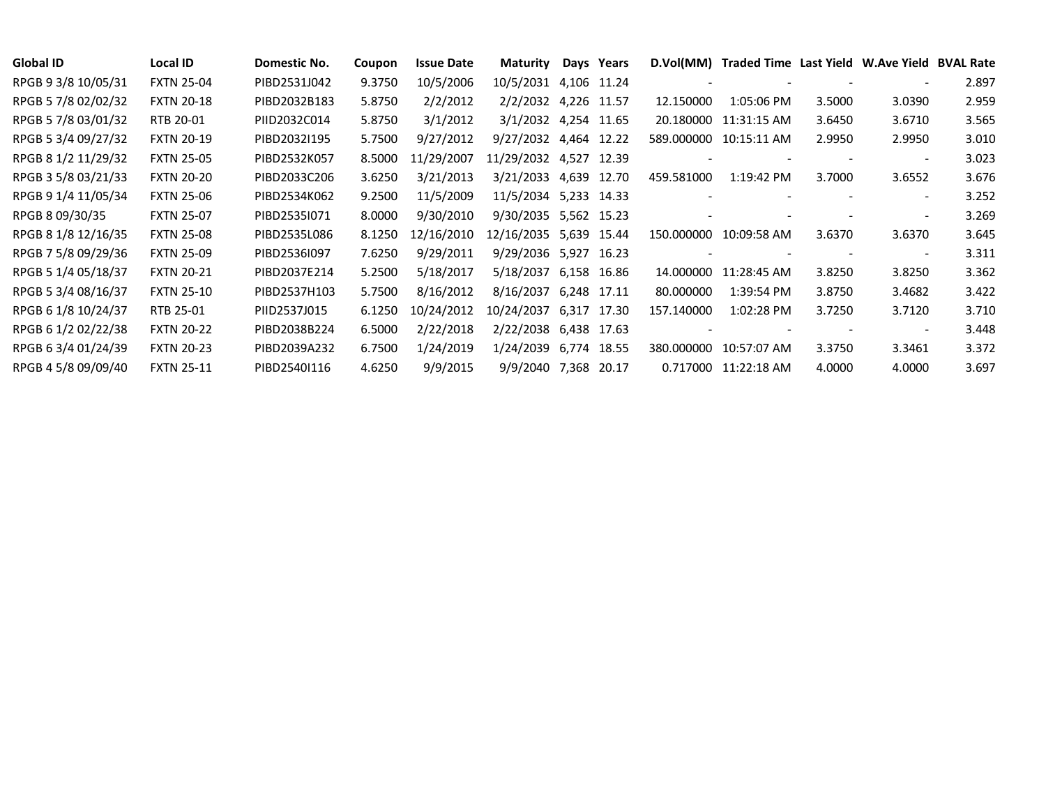| Global ID | Local ID | Domestic No. | Coupon | Issue Date | Maturity | Days | Years | D.Vol(MM) | Traded Time | Last Yield | W.Ave Yield | BVAL Rate |
|---|---|---|---|---|---|---|---|---|---|---|---|---|
| RPGB 9 3/8 10/05/31 | FXTN 25-04 | PIBD2531J042 | 9.3750 | 10/5/2006 | 10/5/2031 | 4,106 | 11.24 | - | - | - | - | 2.897 |
| RPGB 5 7/8 02/02/32 | FXTN 20-18 | PIBD2032B183 | 5.8750 | 2/2/2012 | 2/2/2032 | 4,226 | 11.57 | 12.150000 | 1:05:06 PM | 3.5000 | 3.0390 | 2.959 |
| RPGB 5 7/8 03/01/32 | RTB 20-01 | PIID2032C014 | 5.8750 | 3/1/2012 | 3/1/2032 | 4,254 | 11.65 | 20.180000 | 11:31:15 AM | 3.6450 | 3.6710 | 3.565 |
| RPGB 5 3/4 09/27/32 | FXTN 20-19 | PIBD2032I195 | 5.7500 | 9/27/2012 | 9/27/2032 | 4,464 | 12.22 | 589.000000 | 10:15:11 AM | 2.9950 | 2.9950 | 3.010 |
| RPGB 8 1/2 11/29/32 | FXTN 25-05 | PIBD2532K057 | 8.5000 | 11/29/2007 | 11/29/2032 | 4,527 | 12.39 | - | - | - | - | 3.023 |
| RPGB 3 5/8 03/21/33 | FXTN 20-20 | PIBD2033C206 | 3.6250 | 3/21/2013 | 3/21/2033 | 4,639 | 12.70 | 459.581000 | 1:19:42 PM | 3.7000 | 3.6552 | 3.676 |
| RPGB 9 1/4 11/05/34 | FXTN 25-06 | PIBD2534K062 | 9.2500 | 11/5/2009 | 11/5/2034 | 5,233 | 14.33 | - | - | - | - | 3.252 |
| RPGB 8 09/30/35 | FXTN 25-07 | PIBD2535I071 | 8.0000 | 9/30/2010 | 9/30/2035 | 5,562 | 15.23 | - | - | - | - | 3.269 |
| RPGB 8 1/8 12/16/35 | FXTN 25-08 | PIBD2535L086 | 8.1250 | 12/16/2010 | 12/16/2035 | 5,639 | 15.44 | 150.000000 | 10:09:58 AM | 3.6370 | 3.6370 | 3.645 |
| RPGB 7 5/8 09/29/36 | FXTN 25-09 | PIBD2536I097 | 7.6250 | 9/29/2011 | 9/29/2036 | 5,927 | 16.23 | - | - | - | - | 3.311 |
| RPGB 5 1/4 05/18/37 | FXTN 20-21 | PIBD2037E214 | 5.2500 | 5/18/2017 | 5/18/2037 | 6,158 | 16.86 | 14.000000 | 11:28:45 AM | 3.8250 | 3.8250 | 3.362 |
| RPGB 5 3/4 08/16/37 | FXTN 25-10 | PIBD2537H103 | 5.7500 | 8/16/2012 | 8/16/2037 | 6,248 | 17.11 | 80.000000 | 1:39:54 PM | 3.8750 | 3.4682 | 3.422 |
| RPGB 6 1/8 10/24/37 | RTB 25-01 | PIID2537J015 | 6.1250 | 10/24/2012 | 10/24/2037 | 6,317 | 17.30 | 157.140000 | 1:02:28 PM | 3.7250 | 3.7120 | 3.710 |
| RPGB 6 1/2 02/22/38 | FXTN 20-22 | PIBD2038B224 | 6.5000 | 2/22/2018 | 2/22/2038 | 6,438 | 17.63 | - | - | - | - | 3.448 |
| RPGB 6 3/4 01/24/39 | FXTN 20-23 | PIBD2039A232 | 6.7500 | 1/24/2019 | 1/24/2039 | 6,774 | 18.55 | 380.000000 | 10:57:07 AM | 3.3750 | 3.3461 | 3.372 |
| RPGB 4 5/8 09/09/40 | FXTN 25-11 | PIBD2540I116 | 4.6250 | 9/9/2015 | 9/9/2040 | 7,368 | 20.17 | 0.717000 | 11:22:18 AM | 4.0000 | 4.0000 | 3.697 |